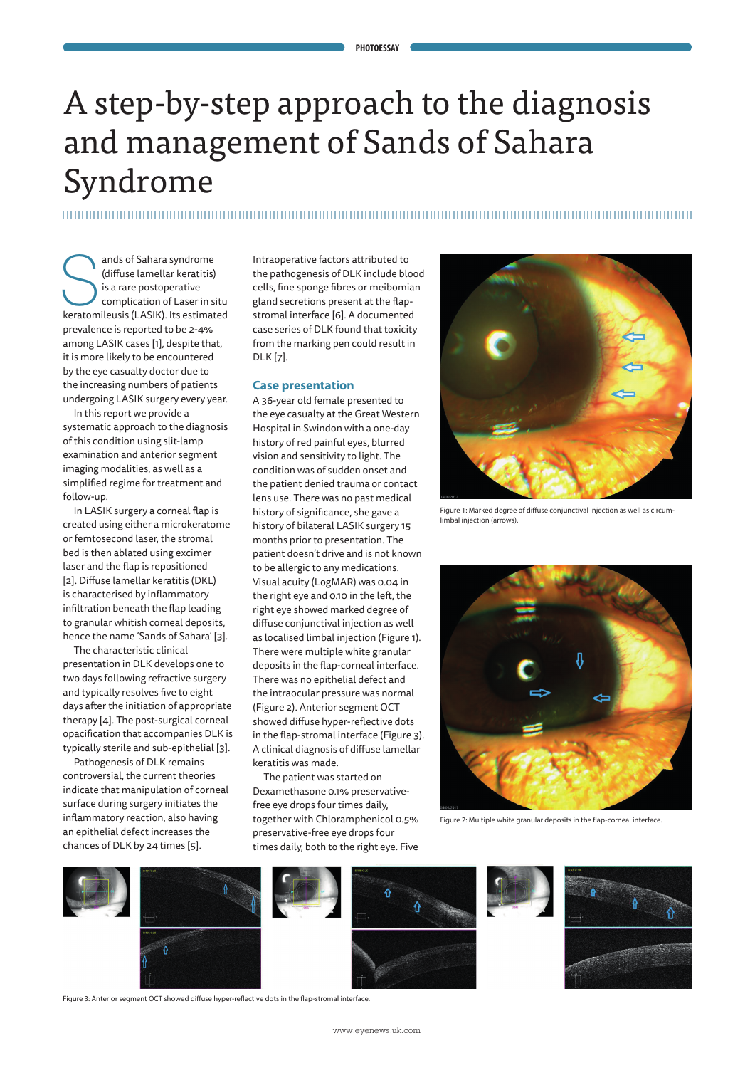# A step-by-step approach to the diagnosis and management of Sands of Sahara Syndrome

Sands of Sahara syndrome (diffuse lamellar keratitis) is a rare postoperative complication of Laser in situ keratomileusis (LASIK). Its estimated prevalence is reported to be 2-4% among LASIK cases [1], despite that, it is more likely to be encountered by the eye casualty doctor due to the increasing numbers of patients undergoing LASIK surgery every year.

In this report we provide a systematic approach to the diagnosis of this condition using slit-lamp examination and anterior segment imaging modalities, as well as a simplified regime for treatment and follow-up.

In LASIK surgery a corneal flap is created using either a microkeratome or femtosecond laser, the stromal bed is then ablated using excimer laser and the flap is repositioned [2]. Diffuse lamellar keratitis (DKL) is characterised by inflammatory infiltration beneath the flap leading to granular whitish corneal deposits, hence the name 'Sands of Sahara' [3].

The characteristic clinical presentation in DLK develops one to two days following refractive surgery and typically resolves five to eight days after the initiation of appropriate therapy [4]. The post-surgical corneal opacification that accompanies DLK is typically sterile and sub-epithelial [3].

Pathogenesis of DLK remains controversial, the current theories indicate that manipulation of corneal surface during surgery initiates the inflammatory reaction, also having an epithelial defect increases the chances of DLK by 24 times [5].

Intraoperative factors attributed to the pathogenesis of DLK include blood cells, fine sponge fibres or meibomian gland secretions present at the flap-stromal interface [6]. A documented case series of DLK found that toxicity from the marking pen could result in DLK [7].

## Case presentation

A 36-year old female presented to the eye casualty at the Great Western Hospital in Swindon with a one-day history of red painful eyes, blurred vision and sensitivity to light. The condition was of sudden onset and the patient denied trauma or contact lens use. There was no past medical history of significance, she gave a history of bilateral LASIK surgery 15 months prior to presentation. The patient doesn't drive and is not known to be allergic to any medications. Visual acuity (LogMAR) was 0.04 in the right eye and 0.10 in the left, the right eye showed marked degree of diffuse conjunctival injection as well as localised limbal injection (Figure 1). There were multiple white granular deposits in the flap-corneal interface. There was no epithelial defect and the intraocular pressure was normal (Figure 2). Anterior segment OCT showed diffuse hyper-reflective dots in the flap-stromal interface (Figure 3). A clinical diagnosis of diffuse lamellar keratitis was made.

The patient was started on Dexamethasone 0.1% preservative-free eye drops four times daily, together with Chloramphenicol 0.5% preservative-free eye drops four times daily, both to the right eye. Five

Figure 1: Marked degree of diffuse conjunctival injection as well as circum-limbal injection (arrows).

Figure 2: Multiple white granular deposits in the flap-corneal interface.

Figure 3: Anterior segment OCT showed diffuse hyper-reflective dots in the flap-stromal interface.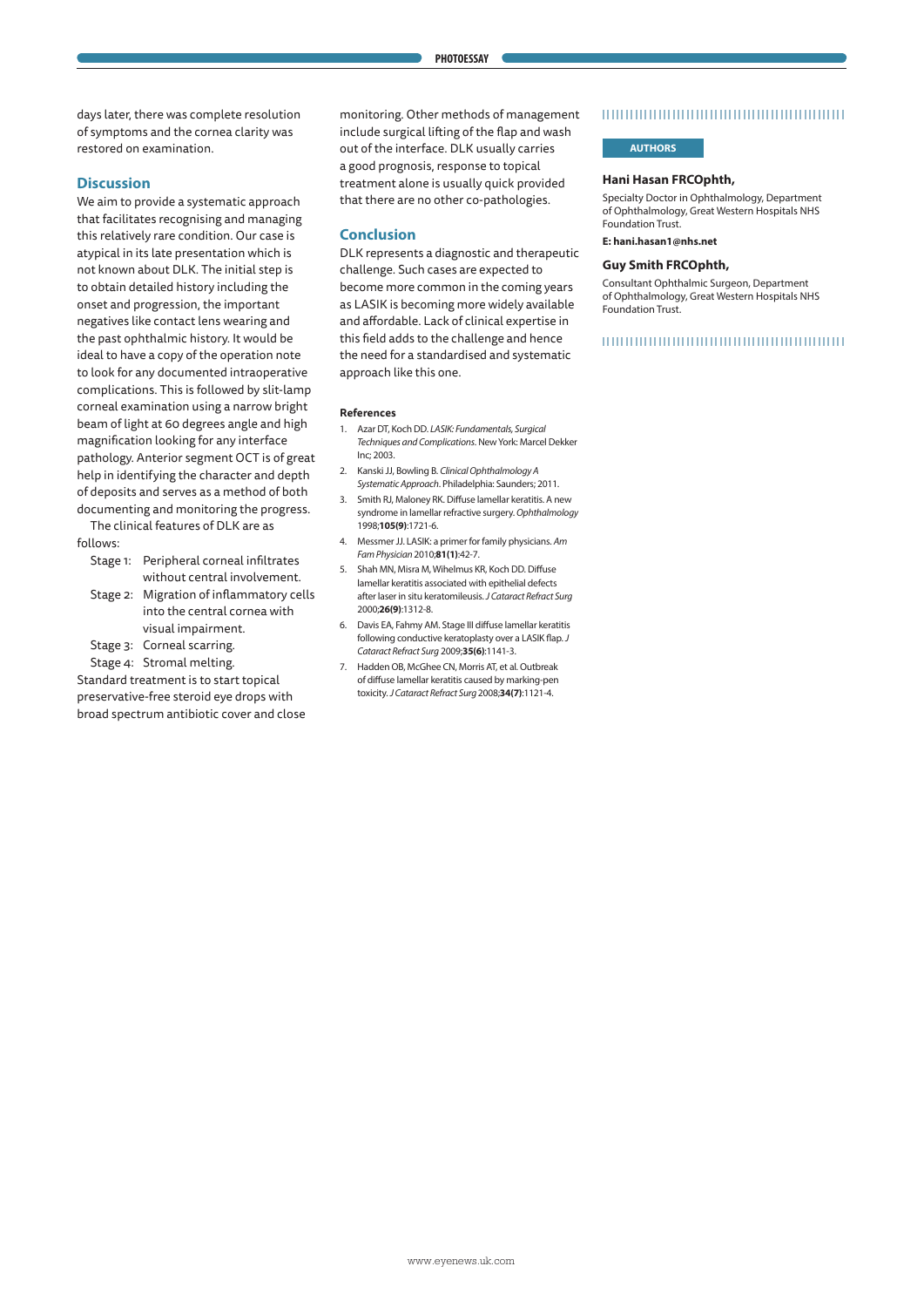days later, there was complete resolution of symptoms and the cornea clarity was restored on examination.

## Discussion

We aim to provide a systematic approach that facilitates recognising and managing this relatively rare condition. Our case is atypical in its late presentation which is not known about DLK. The initial step is to obtain detailed history including the onset and progression, the important negatives like contact lens wearing and the past ophthalmic history. It would be ideal to have a copy of the operation note to look for any documented intraoperative complications. This is followed by slit-lamp corneal examination using a narrow bright beam of light at 60 degrees angle and high magnification looking for any interface pathology. Anterior segment OCT is of great help in identifying the character and depth of deposits and serves as a method of both documenting and monitoring the progress.

The clinical features of DLK are as follows:

- Stage 1: Peripheral corneal infiltrates without central involvement.
- Stage 2: Migration of inflammatory cells into the central cornea with visual impairment.
- Stage 3: Corneal scarring.
- Stage 4: Stromal melting.

Standard treatment is to start topical preservative-free steroid eye drops with broad spectrum antibiotic cover and close monitoring. Other methods of management include surgical lifting of the flap and wash out of the interface. DLK usually carries a good prognosis, response to topical treatment alone is usually quick provided that there are no other co-pathologies.

## Conclusion

DLK represents a diagnostic and therapeutic challenge. Such cases are expected to become more common in the coming years as LASIK is becoming more widely available and affordable. Lack of clinical expertise in this field adds to the challenge and hence the need for a standardised and systematic approach like this one.

### References

1. Azar DT, Koch DD. *LASIK: Fundamentals, Surgical Techniques and Complications*. New York: Marcel Dekker Inc; 2003.
2. Kanski JJ, Bowling B. *Clinical Ophthalmology A Systematic Approach*. Philadelphia: Saunders; 2011.
3. Smith RJ, Maloney RK. Diffuse lamellar keratitis. A new syndrome in lamellar refractive surgery. *Ophthalmology* 1998;**105(9)**:1721-6.
4. Messmer JJ. LASIK: a primer for family physicians. *Am Fam Physician* 2010;**81(1)**:42-7.
5. Shah MN, Misra M, Wihelmus KR, Koch DD. Diffuse lamellar keratitis associated with epithelial defects after laser in situ keratomileusis. *J Cataract Refract Surg* 2000;**26(9)**:1312-8.
6. Davis EA, Fahmy AM. Stage III diffuse lamellar keratitis following conductive keratoplasty over a LASIK flap. *J Cataract Refract Surg* 2009;**35(6)**:1141-3.
7. Hadden OB, McGhee CN, Morris AT, et al. Outbreak of diffuse lamellar keratitis caused by marking-pen toxicity. *J Cataract Refract Surg* 2008;**34(7)**:1121-4.

**AUTHORS**

**Hani Hasan FRCOphth,**

Specialty Doctor in Ophthalmology, Department of Ophthalmology, Great Western Hospitals NHS Foundation Trust.

**E: hani.hasan1@nhs.net**

**Guy Smith FRCOphth,**

Consultant Ophthalmic Surgeon, Department of Ophthalmology, Great Western Hospitals NHS Foundation Trust.